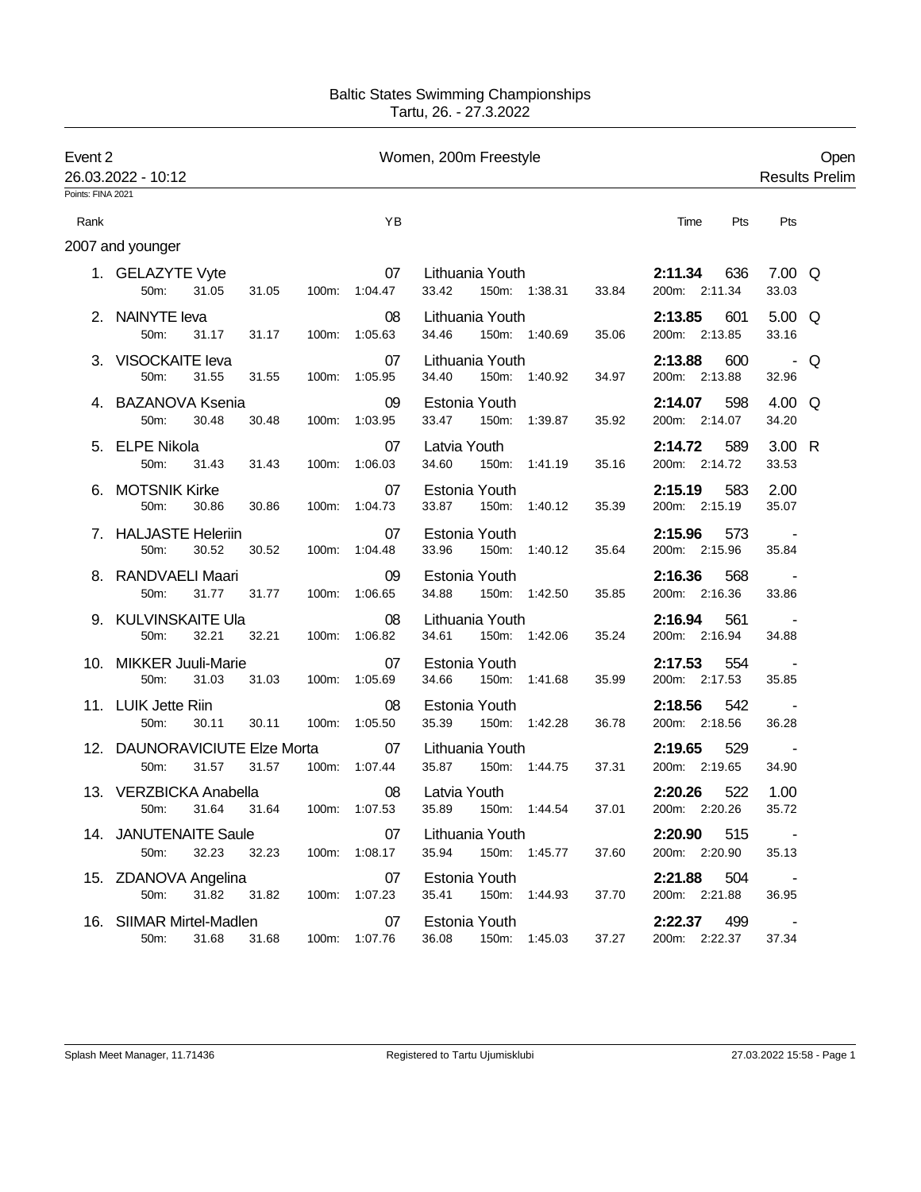Baltic States Swimming Championships
Tartu, 26. - 27.3.2022

Event 2 — Women, 200m Freestyle — Open

26.03.2022 - 10:12 — Results Prelim

Points: FINA 2021

| Rank | | YB | | Time | Pts | Pts | |
|---|---|---|---|---|---|---|---|
| 2007 and younger | | | | | | | |
| 1. | GELAZYTE Vyte | 07 | Lithuania Youth | **2:11.34** | 636 | 7.00 | Q |
| | 50m: 31.05 31.05 | 100m: 1:04.47 | 33.42 150m: 1:38.31 33.84 | 200m: 2:11.34 | | 33.03 | |
| 2. | NAINYTE Ieva | 08 | Lithuania Youth | **2:13.85** | 601 | 5.00 | Q |
| | 50m: 31.17 31.17 | 100m: 1:05.63 | 34.46 150m: 1:40.69 35.06 | 200m: 2:13.85 | | 33.16 | |
| 3. | VISOCKAITE Ieva | 07 | Lithuania Youth | **2:13.88** | 600 | - | Q |
| | 50m: 31.55 31.55 | 100m: 1:05.95 | 34.40 150m: 1:40.92 34.97 | 200m: 2:13.88 | | 32.96 | |
| 4. | BAZANOVA Ksenia | 09 | Estonia Youth | **2:14.07** | 598 | 4.00 | Q |
| | 50m: 30.48 30.48 | 100m: 1:03.95 | 33.47 150m: 1:39.87 35.92 | 200m: 2:14.07 | | 34.20 | |
| 5. | ELPE Nikola | 07 | Latvia Youth | **2:14.72** | 589 | 3.00 | R |
| | 50m: 31.43 31.43 | 100m: 1:06.03 | 34.60 150m: 1:41.19 35.16 | 200m: 2:14.72 | | 33.53 | |
| 6. | MOTSNIK Kirke | 07 | Estonia Youth | **2:15.19** | 583 | 2.00 | |
| | 50m: 30.86 30.86 | 100m: 1:04.73 | 33.87 150m: 1:40.12 35.39 | 200m: 2:15.19 | | 35.07 | |
| 7. | HALJASTE Heleriin | 07 | Estonia Youth | **2:15.96** | 573 | - | |
| | 50m: 30.52 30.52 | 100m: 1:04.48 | 33.96 150m: 1:40.12 35.64 | 200m: 2:15.96 | | 35.84 | |
| 8. | RANDVAELI Maari | 09 | Estonia Youth | **2:16.36** | 568 | - | |
| | 50m: 31.77 31.77 | 100m: 1:06.65 | 34.88 150m: 1:42.50 35.85 | 200m: 2:16.36 | | 33.86 | |
| 9. | KULVINSKAITE Ula | 08 | Lithuania Youth | **2:16.94** | 561 | - | |
| | 50m: 32.21 32.21 | 100m: 1:06.82 | 34.61 150m: 1:42.06 35.24 | 200m: 2:16.94 | | 34.88 | |
| 10. | MIKKER Juuli-Marie | 07 | Estonia Youth | **2:17.53** | 554 | - | |
| | 50m: 31.03 31.03 | 100m: 1:05.69 | 34.66 150m: 1:41.68 35.99 | 200m: 2:17.53 | | 35.85 | |
| 11. | LUIK Jette Riin | 08 | Estonia Youth | **2:18.56** | 542 | - | |
| | 50m: 30.11 30.11 | 100m: 1:05.50 | 35.39 150m: 1:42.28 36.78 | 200m: 2:18.56 | | 36.28 | |
| 12. | DAUNORAVICIUTE Elze Morta | 07 | Lithuania Youth | **2:19.65** | 529 | - | |
| | 50m: 31.57 31.57 | 100m: 1:07.44 | 35.87 150m: 1:44.75 37.31 | 200m: 2:19.65 | | 34.90 | |
| 13. | VERZBICKA Anabella | 08 | Latvia Youth | **2:20.26** | 522 | 1.00 | |
| | 50m: 31.64 31.64 | 100m: 1:07.53 | 35.89 150m: 1:44.54 37.01 | 200m: 2:20.26 | | 35.72 | |
| 14. | JANUTENAITE Saule | 07 | Lithuania Youth | **2:20.90** | 515 | - | |
| | 50m: 32.23 32.23 | 100m: 1:08.17 | 35.94 150m: 1:45.77 37.60 | 200m: 2:20.90 | | 35.13 | |
| 15. | ZDANOVA Angelina | 07 | Estonia Youth | **2:21.88** | 504 | - | |
| | 50m: 31.82 31.82 | 100m: 1:07.23 | 35.41 150m: 1:44.93 37.70 | 200m: 2:21.88 | | 36.95 | |
| 16. | SIIMAR Mirtel-Madlen | 07 | Estonia Youth | **2:22.37** | 499 | - | |
| | 50m: 31.68 31.68 | 100m: 1:07.76 | 36.08 150m: 1:45.03 37.27 | 200m: 2:22.37 | | 37.34 | |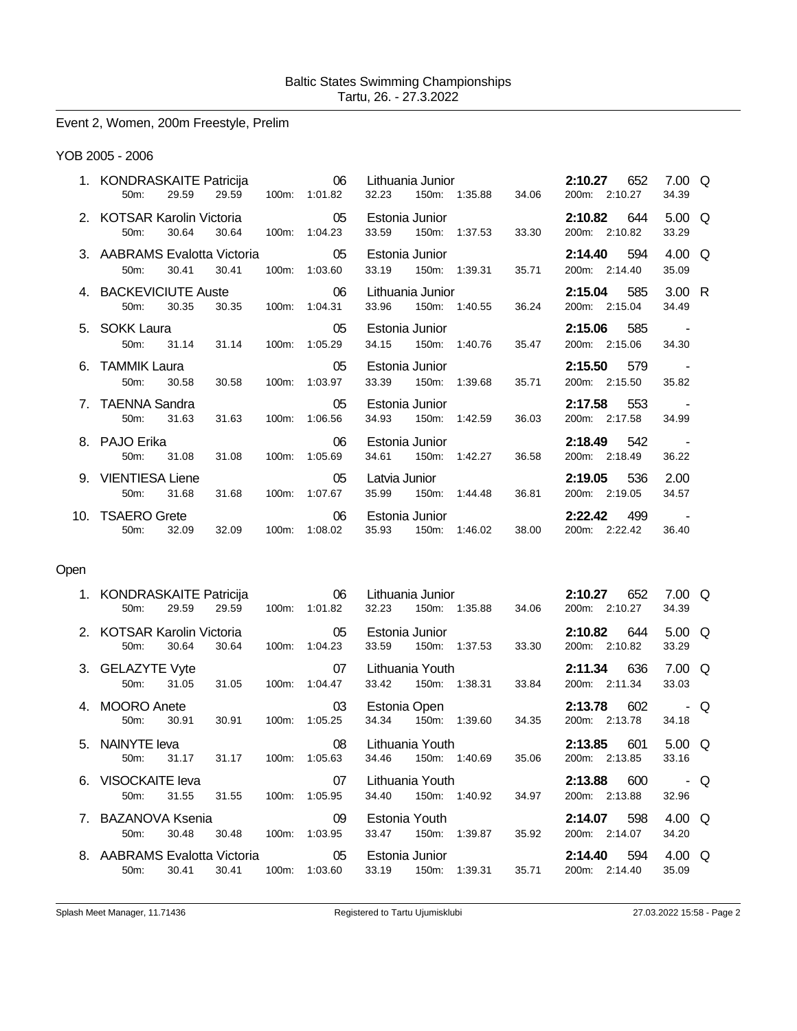Baltic States Swimming Championships
Tartu, 26. - 27.3.2022

## Event 2, Women, 200m Freestyle, Prelim

### YOB 2005 - 2006

| Rank | Name | YOB | Team | Time | Points | Score | |
|---|---|---|---|---|---|---|---|
| 1. | KONDRASKAITE Patricija | 06 | Lithuania Junior | 2:10.27 | 652 | 7.00 | Q |
| | 50m: 29.59 29.59 | 100m: 1:01.82 32.23 | 150m: 1:35.88 34.06 | 200m: 2:10.27 34.39 | | | |
| 2. | KOTSAR Karolin Victoria | 05 | Estonia Junior | 2:10.82 | 644 | 5.00 | Q |
| | 50m: 30.64 30.64 | 100m: 1:04.23 33.59 | 150m: 1:37.53 33.30 | 200m: 2:10.82 33.29 | | | |
| 3. | AABRAMS Evalotta Victoria | 05 | Estonia Junior | 2:14.40 | 594 | 4.00 | Q |
| | 50m: 30.41 30.41 | 100m: 1:03.60 33.19 | 150m: 1:39.31 35.71 | 200m: 2:14.40 35.09 | | | |
| 4. | BACKEVICIUTE Auste | 06 | Lithuania Junior | 2:15.04 | 585 | 3.00 | R |
| | 50m: 30.35 30.35 | 100m: 1:04.31 33.96 | 150m: 1:40.55 36.24 | 200m: 2:15.04 34.49 | | | |
| 5. | SOKK Laura | 05 | Estonia Junior | 2:15.06 | 585 | - | |
| | 50m: 31.14 31.14 | 100m: 1:05.29 34.15 | 150m: 1:40.76 35.47 | 200m: 2:15.06 34.30 | | | |
| 6. | TAMMIK Laura | 05 | Estonia Junior | 2:15.50 | 579 | - | |
| | 50m: 30.58 30.58 | 100m: 1:03.97 33.39 | 150m: 1:39.68 35.71 | 200m: 2:15.50 35.82 | | | |
| 7. | TAENNA Sandra | 05 | Estonia Junior | 2:17.58 | 553 | - | |
| | 50m: 31.63 31.63 | 100m: 1:06.56 34.93 | 150m: 1:42.59 36.03 | 200m: 2:17.58 34.99 | | | |
| 8. | PAJO Erika | 06 | Estonia Junior | 2:18.49 | 542 | - | |
| | 50m: 31.08 31.08 | 100m: 1:05.69 34.61 | 150m: 1:42.27 36.58 | 200m: 2:18.49 36.22 | | | |
| 9. | VIENTIESA Liene | 05 | Latvia Junior | 2:19.05 | 536 | 2.00 | |
| | 50m: 31.68 31.68 | 100m: 1:07.67 35.99 | 150m: 1:44.48 36.81 | 200m: 2:19.05 34.57 | | | |
| 10. | TSAERO Grete | 06 | Estonia Junior | 2:22.42 | 499 | - | |
| | 50m: 32.09 32.09 | 100m: 1:08.02 35.93 | 150m: 1:46.02 38.00 | 200m: 2:22.42 36.40 | | | |

### Open

| Rank | Name | YOB | Team | Time | Points | Score | |
|---|---|---|---|---|---|---|---|
| 1. | KONDRASKAITE Patricija | 06 | Lithuania Junior | 2:10.27 | 652 | 7.00 | Q |
| | 50m: 29.59 29.59 | 100m: 1:01.82 32.23 | 150m: 1:35.88 34.06 | 200m: 2:10.27 34.39 | | | |
| 2. | KOTSAR Karolin Victoria | 05 | Estonia Junior | 2:10.82 | 644 | 5.00 | Q |
| | 50m: 30.64 30.64 | 100m: 1:04.23 33.59 | 150m: 1:37.53 33.30 | 200m: 2:10.82 33.29 | | | |
| 3. | GELAZYTE Vyte | 07 | Lithuania Youth | 2:11.34 | 636 | 7.00 | Q |
| | 50m: 31.05 31.05 | 100m: 1:04.47 33.42 | 150m: 1:38.31 33.84 | 200m: 2:11.34 33.03 | | | |
| 4. | MOORO Anete | 03 | Estonia Open | 2:13.78 | 602 | - | Q |
| | 50m: 30.91 30.91 | 100m: 1:05.25 34.34 | 150m: 1:39.60 34.35 | 200m: 2:13.78 34.18 | | | |
| 5. | NAINYTE Ieva | 08 | Lithuania Youth | 2:13.85 | 601 | 5.00 | Q |
| | 50m: 31.17 31.17 | 100m: 1:05.63 34.46 | 150m: 1:40.69 35.06 | 200m: 2:13.85 33.16 | | | |
| 6. | VISOCKAITE Ieva | 07 | Lithuania Youth | 2:13.88 | 600 | - | Q |
| | 50m: 31.55 31.55 | 100m: 1:05.95 34.40 | 150m: 1:40.92 34.97 | 200m: 2:13.88 32.96 | | | |
| 7. | BAZANOVA Ksenia | 09 | Estonia Youth | 2:14.07 | 598 | 4.00 | Q |
| | 50m: 30.48 30.48 | 100m: 1:03.95 33.47 | 150m: 1:39.87 35.92 | 200m: 2:14.07 34.20 | | | |
| 8. | AABRAMS Evalotta Victoria | 05 | Estonia Junior | 2:14.40 | 594 | 4.00 | Q |
| | 50m: 30.41 30.41 | 100m: 1:03.60 33.19 | 150m: 1:39.31 35.71 | 200m: 2:14.40 35.09 | | | |

Splash Meet Manager, 11.71436 Registered to Tartu Ujumisklubi 27.03.2022 15:58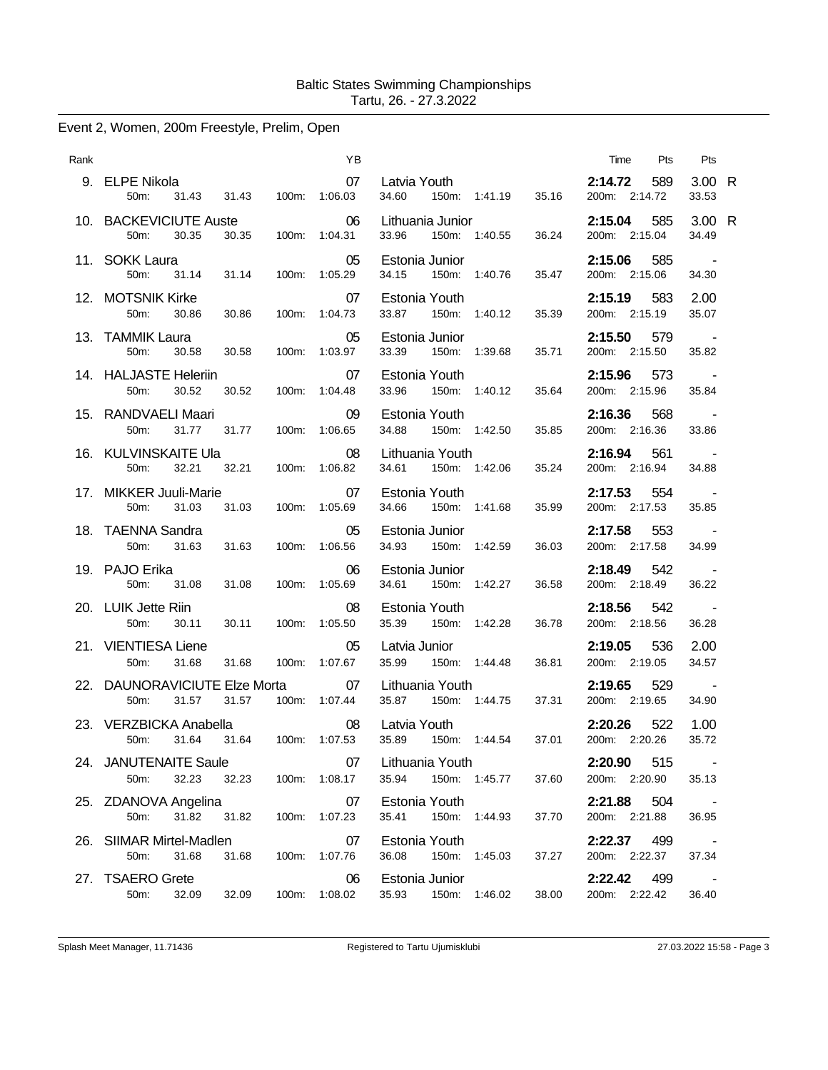Baltic States Swimming Championships
Tartu, 26. - 27.3.2022

Event 2, Women, 200m Freestyle, Prelim, Open

| Rank | Name | YB | Team | Time | Pts | Pts | |
|---|---|---|---|---|---|---|---|
| 9. | ELPE Nikola | 07 | Latvia Youth | 2:14.72 | 589 | 3.00 | R |
| | 50m: 31.43 31.43 100m: 1:06.03 34.60 150m: 1:41.19 35.16 200m: 2:14.72 33.53 | | | | | | |
| 10. | BACKEVICIUTE Auste | 06 | Lithuania Junior | 2:15.04 | 585 | 3.00 | R |
| | 50m: 30.35 30.35 100m: 1:04.31 33.96 150m: 1:40.55 36.24 200m: 2:15.04 34.49 | | | | | | |
| 11. | SOKK Laura | 05 | Estonia Junior | 2:15.06 | 585 | - | |
| | 50m: 31.14 31.14 100m: 1:05.29 34.15 150m: 1:40.76 35.47 200m: 2:15.06 34.30 | | | | | | |
| 12. | MOTSNIK Kirke | 07 | Estonia Youth | 2:15.19 | 583 | 2.00 | |
| | 50m: 30.86 30.86 100m: 1:04.73 33.87 150m: 1:40.12 35.39 200m: 2:15.19 35.07 | | | | | | |
| 13. | TAMMIK Laura | 05 | Estonia Junior | 2:15.50 | 579 | - | |
| | 50m: 30.58 30.58 100m: 1:03.97 33.39 150m: 1:39.68 35.71 200m: 2:15.50 35.82 | | | | | | |
| 14. | HALJASTE Heleriin | 07 | Estonia Youth | 2:15.96 | 573 | - | |
| | 50m: 30.52 30.52 100m: 1:04.48 33.96 150m: 1:40.12 35.64 200m: 2:15.96 35.84 | | | | | | |
| 15. | RANDVAELI Maari | 09 | Estonia Youth | 2:16.36 | 568 | - | |
| | 50m: 31.77 31.77 100m: 1:06.65 34.88 150m: 1:42.50 35.85 200m: 2:16.36 33.86 | | | | | | |
| 16. | KULVINSKAITE Ula | 08 | Lithuania Youth | 2:16.94 | 561 | - | |
| | 50m: 32.21 32.21 100m: 1:06.82 34.61 150m: 1:42.06 35.24 200m: 2:16.94 34.88 | | | | | | |
| 17. | MIKKER Juuli-Marie | 07 | Estonia Youth | 2:17.53 | 554 | - | |
| | 50m: 31.03 31.03 100m: 1:05.69 34.66 150m: 1:41.68 35.99 200m: 2:17.53 35.85 | | | | | | |
| 18. | TAENNA Sandra | 05 | Estonia Junior | 2:17.58 | 553 | - | |
| | 50m: 31.63 31.63 100m: 1:06.56 34.93 150m: 1:42.59 36.03 200m: 2:17.58 34.99 | | | | | | |
| 19. | PAJO Erika | 06 | Estonia Junior | 2:18.49 | 542 | - | |
| | 50m: 31.08 31.08 100m: 1:05.69 34.61 150m: 1:42.27 36.58 200m: 2:18.49 36.22 | | | | | | |
| 20. | LUIK Jette Riin | 08 | Estonia Youth | 2:18.56 | 542 | - | |
| | 50m: 30.11 30.11 100m: 1:05.50 35.39 150m: 1:42.28 36.78 200m: 2:18.56 36.28 | | | | | | |
| 21. | VIENTIESA Liene | 05 | Latvia Junior | 2:19.05 | 536 | 2.00 | |
| | 50m: 31.68 31.68 100m: 1:07.67 35.99 150m: 1:44.48 36.81 200m: 2:19.05 34.57 | | | | | | |
| 22. | DAUNORAVICIUTE Elze Morta | 07 | Lithuania Youth | 2:19.65 | 529 | - | |
| | 50m: 31.57 31.57 100m: 1:07.44 35.87 150m: 1:44.75 37.31 200m: 2:19.65 34.90 | | | | | | |
| 23. | VERZBICKA Anabella | 08 | Latvia Youth | 2:20.26 | 522 | 1.00 | |
| | 50m: 31.64 31.64 100m: 1:07.53 35.89 150m: 1:44.54 37.01 200m: 2:20.26 35.72 | | | | | | |
| 24. | JANUTENAITE Saule | 07 | Lithuania Youth | 2:20.90 | 515 | - | |
| | 50m: 32.23 32.23 100m: 1:08.17 35.94 150m: 1:45.77 37.60 200m: 2:20.90 35.13 | | | | | | |
| 25. | ZDANOVA Angelina | 07 | Estonia Youth | 2:21.88 | 504 | - | |
| | 50m: 31.82 31.82 100m: 1:07.23 35.41 150m: 1:44.93 37.70 200m: 2:21.88 36.95 | | | | | | |
| 26. | SIIMAR Mirtel-Madlen | 07 | Estonia Youth | 2:22.37 | 499 | - | |
| | 50m: 31.68 31.68 100m: 1:07.76 36.08 150m: 1:45.03 37.27 200m: 2:22.37 37.34 | | | | | | |
| 27. | TSAERO Grete | 06 | Estonia Junior | 2:22.42 | 499 | - | |
| | 50m: 32.09 32.09 100m: 1:08.02 35.93 150m: 1:46.02 38.00 200m: 2:22.42 36.40 | | | | | | |

Splash Meet Manager, 11.71436 Registered to Tartu Ujumisklubi 27.03.2022 15:58